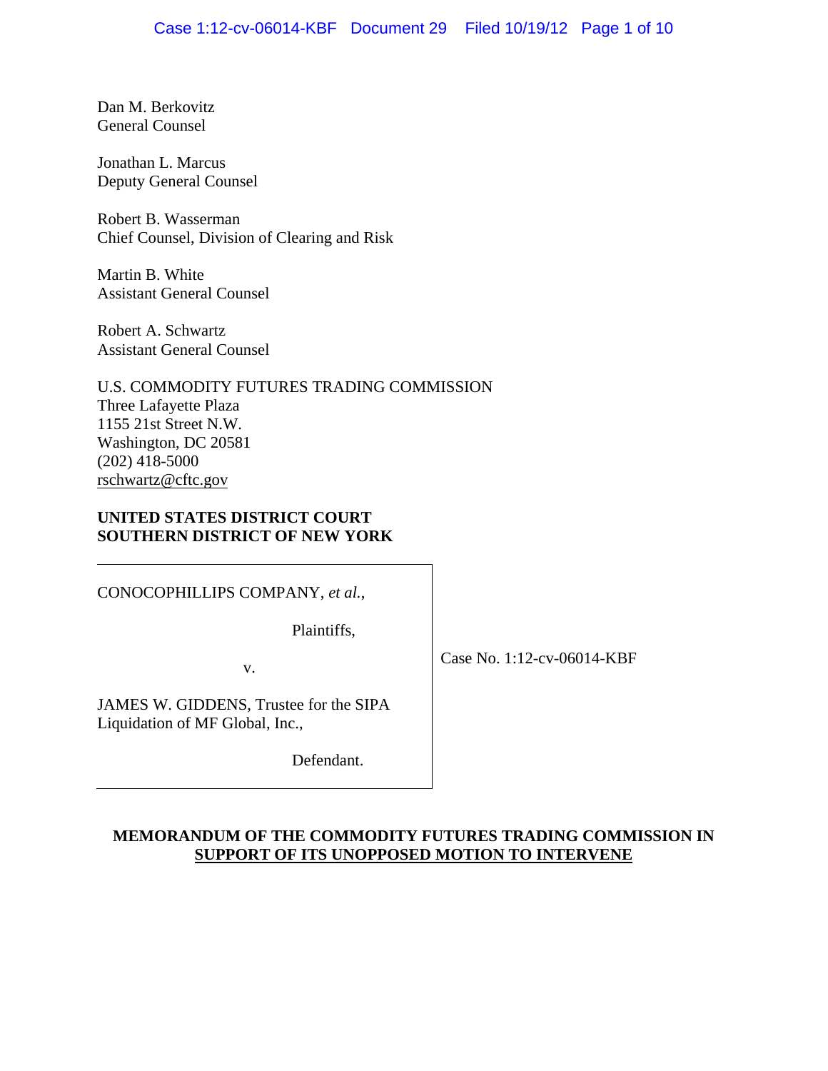Dan M. Berkovitz
General Counsel

Jonathan L. Marcus
Deputy General Counsel

Robert B. Wasserman
Chief Counsel, Division of Clearing and Risk

Martin B. White
Assistant General Counsel

Robert A. Schwartz
Assistant General Counsel

U.S. COMMODITY FUTURES TRADING COMMISSION
Three Lafayette Plaza
1155 21st Street N.W.
Washington, DC 20581
(202) 418-5000
rschwartz@cftc.gov

**UNITED STATES DISTRICT COURT**
**SOUTHERN DISTRICT OF NEW YORK**

| | |
|---|---|
| CONOCOPHILLIPS COMPANY, *et al.*,<br><br>Plaintiffs,<br><br>v.<br><br>JAMES W. GIDDENS, Trustee for the SIPA Liquidation of MF Global, Inc.,<br><br>Defendant. | Case No. 1:12-cv-06014-KBF |

**MEMORANDUM OF THE COMMODITY FUTURES TRADING COMMISSION IN SUPPORT OF ITS UNOPPOSED MOTION TO INTERVENE**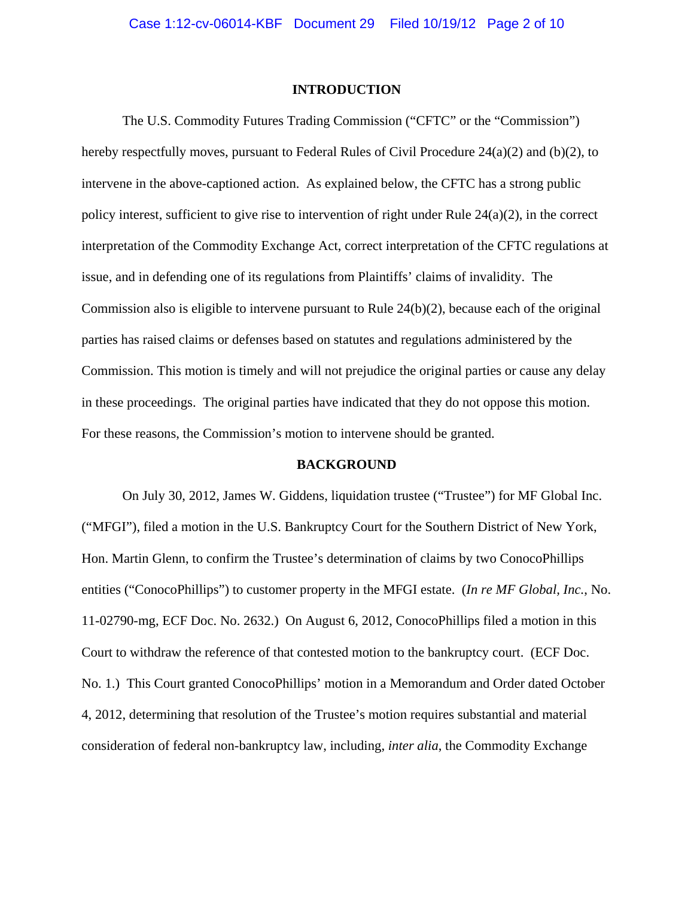## INTRODUCTION

The U.S. Commodity Futures Trading Commission ("CFTC" or the "Commission") hereby respectfully moves, pursuant to Federal Rules of Civil Procedure 24(a)(2) and (b)(2), to intervene in the above-captioned action. As explained below, the CFTC has a strong public policy interest, sufficient to give rise to intervention of right under Rule 24(a)(2), in the correct interpretation of the Commodity Exchange Act, correct interpretation of the CFTC regulations at issue, and in defending one of its regulations from Plaintiffs' claims of invalidity. The Commission also is eligible to intervene pursuant to Rule 24(b)(2), because each of the original parties has raised claims or defenses based on statutes and regulations administered by the Commission. This motion is timely and will not prejudice the original parties or cause any delay in these proceedings. The original parties have indicated that they do not oppose this motion. For these reasons, the Commission's motion to intervene should be granted.

## BACKGROUND

On July 30, 2012, James W. Giddens, liquidation trustee ("Trustee") for MF Global Inc. ("MFGI"), filed a motion in the U.S. Bankruptcy Court for the Southern District of New York, Hon. Martin Glenn, to confirm the Trustee's determination of claims by two ConocoPhillips entities ("ConocoPhillips") to customer property in the MFGI estate. (*In re MF Global, Inc.*, No. 11-02790-mg, ECF Doc. No. 2632.) On August 6, 2012, ConocoPhillips filed a motion in this Court to withdraw the reference of that contested motion to the bankruptcy court. (ECF Doc. No. 1.) This Court granted ConocoPhillips' motion in a Memorandum and Order dated October 4, 2012, determining that resolution of the Trustee's motion requires substantial and material consideration of federal non-bankruptcy law, including, *inter alia*, the Commodity Exchange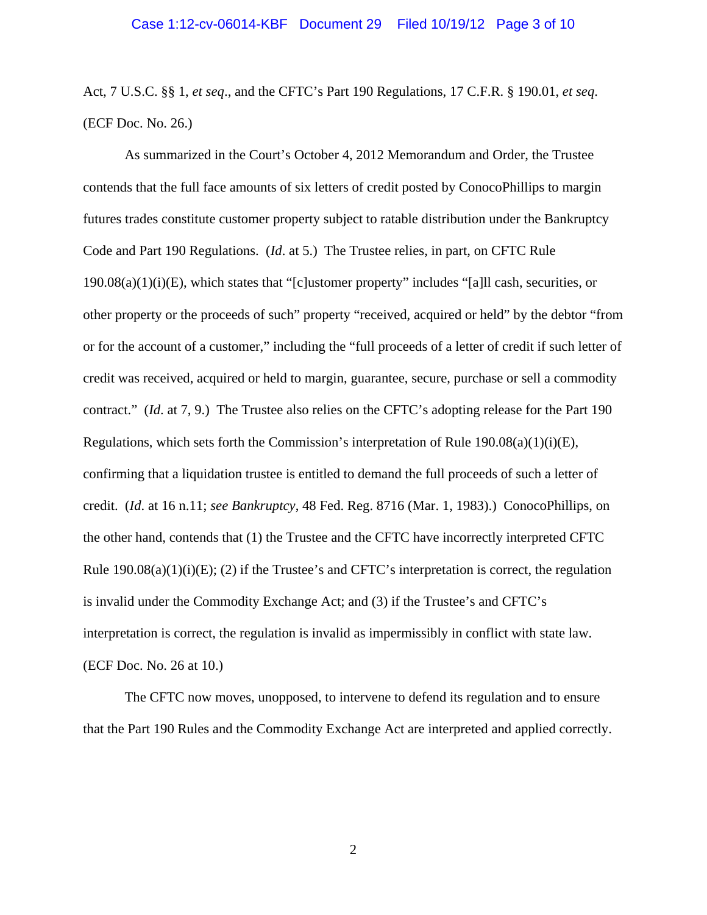Act, 7 U.S.C. §§ 1, *et seq*., and the CFTC's Part 190 Regulations, 17 C.F.R. § 190.01, *et seq*. (ECF Doc. No. 26.)

As summarized in the Court's October 4, 2012 Memorandum and Order, the Trustee contends that the full face amounts of six letters of credit posted by ConocoPhillips to margin futures trades constitute customer property subject to ratable distribution under the Bankruptcy Code and Part 190 Regulations. (*Id*. at 5.) The Trustee relies, in part, on CFTC Rule 190.08(a)(1)(i)(E), which states that "[c]ustomer property" includes "[a]ll cash, securities, or other property or the proceeds of such" property "received, acquired or held" by the debtor "from or for the account of a customer," including the "full proceeds of a letter of credit if such letter of credit was received, acquired or held to margin, guarantee, secure, purchase or sell a commodity contract." (*Id*. at 7, 9.) The Trustee also relies on the CFTC's adopting release for the Part 190 Regulations, which sets forth the Commission's interpretation of Rule 190.08(a)(1)(i)(E), confirming that a liquidation trustee is entitled to demand the full proceeds of such a letter of credit. (*Id*. at 16 n.11; *see Bankruptcy*, 48 Fed. Reg. 8716 (Mar. 1, 1983).) ConocoPhillips, on the other hand, contends that (1) the Trustee and the CFTC have incorrectly interpreted CFTC Rule 190.08(a)(1)(i)(E); (2) if the Trustee's and CFTC's interpretation is correct, the regulation is invalid under the Commodity Exchange Act; and (3) if the Trustee's and CFTC's interpretation is correct, the regulation is invalid as impermissibly in conflict with state law. (ECF Doc. No. 26 at 10.)

The CFTC now moves, unopposed, to intervene to defend its regulation and to ensure that the Part 190 Rules and the Commodity Exchange Act are interpreted and applied correctly.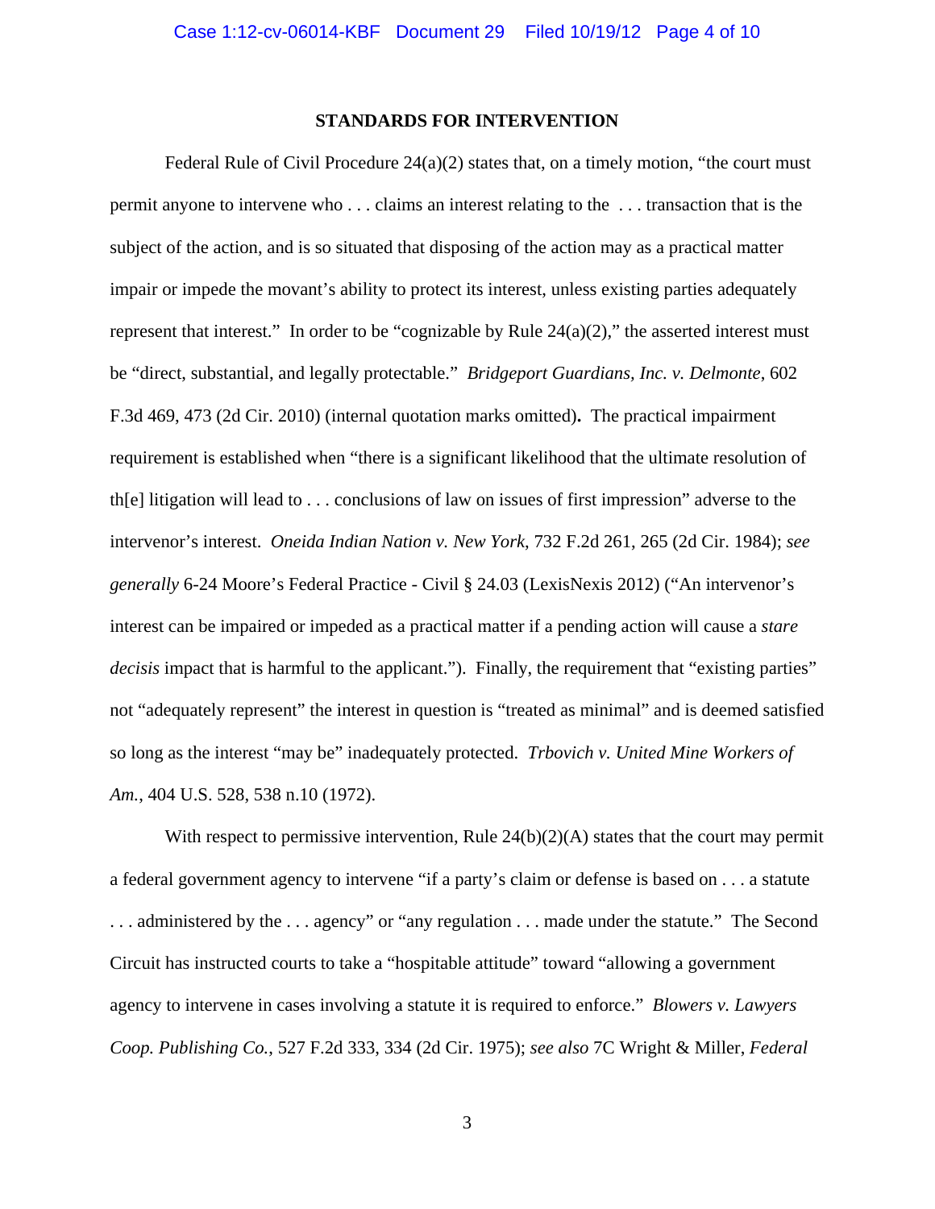## STANDARDS FOR INTERVENTION

Federal Rule of Civil Procedure 24(a)(2) states that, on a timely motion, "the court must permit anyone to intervene who . . . claims an interest relating to the . . . transaction that is the subject of the action, and is so situated that disposing of the action may as a practical matter impair or impede the movant's ability to protect its interest, unless existing parties adequately represent that interest." In order to be "cognizable by Rule 24(a)(2)," the asserted interest must be "direct, substantial, and legally protectable." *Bridgeport Guardians, Inc. v. Delmonte*, 602 F.3d 469, 473 (2d Cir. 2010) (internal quotation marks omitted). The practical impairment requirement is established when "there is a significant likelihood that the ultimate resolution of th[e] litigation will lead to . . . conclusions of law on issues of first impression" adverse to the intervenor's interest. *Oneida Indian Nation v. New York*, 732 F.2d 261, 265 (2d Cir. 1984); *see generally* 6-24 Moore's Federal Practice - Civil § 24.03 (LexisNexis 2012) ("An intervenor's interest can be impaired or impeded as a practical matter if a pending action will cause a *stare decisis* impact that is harmful to the applicant."). Finally, the requirement that "existing parties" not "adequately represent" the interest in question is "treated as minimal" and is deemed satisfied so long as the interest "may be" inadequately protected. *Trbovich v. United Mine Workers of Am.*, 404 U.S. 528, 538 n.10 (1972).

With respect to permissive intervention, Rule 24(b)(2)(A) states that the court may permit a federal government agency to intervene "if a party's claim or defense is based on . . . a statute . . . administered by the . . . agency" or "any regulation . . . made under the statute." The Second Circuit has instructed courts to take a "hospitable attitude" toward "allowing a government agency to intervene in cases involving a statute it is required to enforce." *Blowers v. Lawyers Coop. Publishing Co.*, 527 F.2d 333, 334 (2d Cir. 1975); *see also* 7C Wright & Miller, *Federal*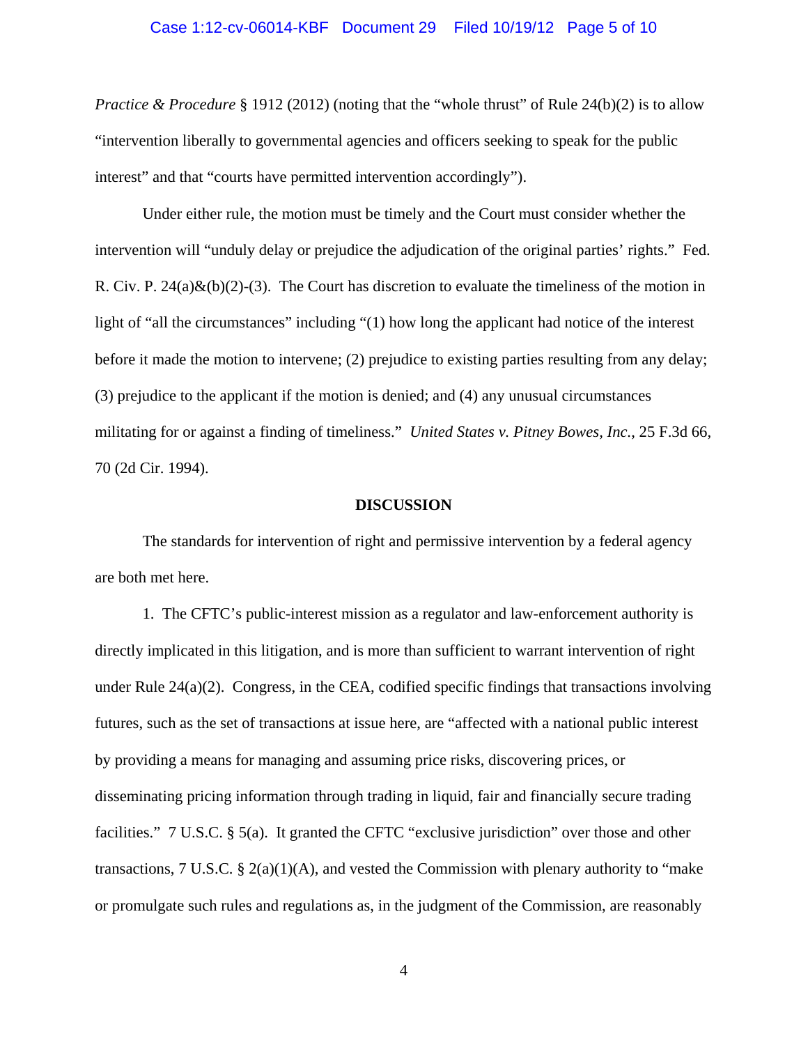*Practice & Procedure* § 1912 (2012) (noting that the "whole thrust" of Rule 24(b)(2) is to allow "intervention liberally to governmental agencies and officers seeking to speak for the public interest" and that "courts have permitted intervention accordingly").

Under either rule, the motion must be timely and the Court must consider whether the intervention will "unduly delay or prejudice the adjudication of the original parties' rights." Fed. R. Civ. P. 24(a)&(b)(2)-(3). The Court has discretion to evaluate the timeliness of the motion in light of "all the circumstances" including "(1) how long the applicant had notice of the interest before it made the motion to intervene; (2) prejudice to existing parties resulting from any delay; (3) prejudice to the applicant if the motion is denied; and (4) any unusual circumstances militating for or against a finding of timeliness." *United States v. Pitney Bowes, Inc.*, 25 F.3d 66, 70 (2d Cir. 1994).

**DISCUSSION**

The standards for intervention of right and permissive intervention by a federal agency are both met here.

1. The CFTC's public-interest mission as a regulator and law-enforcement authority is directly implicated in this litigation, and is more than sufficient to warrant intervention of right under Rule 24(a)(2). Congress, in the CEA, codified specific findings that transactions involving futures, such as the set of transactions at issue here, are "affected with a national public interest by providing a means for managing and assuming price risks, discovering prices, or disseminating pricing information through trading in liquid, fair and financially secure trading facilities." 7 U.S.C. § 5(a). It granted the CFTC "exclusive jurisdiction" over those and other transactions, 7 U.S.C. § 2(a)(1)(A), and vested the Commission with plenary authority to "make or promulgate such rules and regulations as, in the judgment of the Commission, are reasonably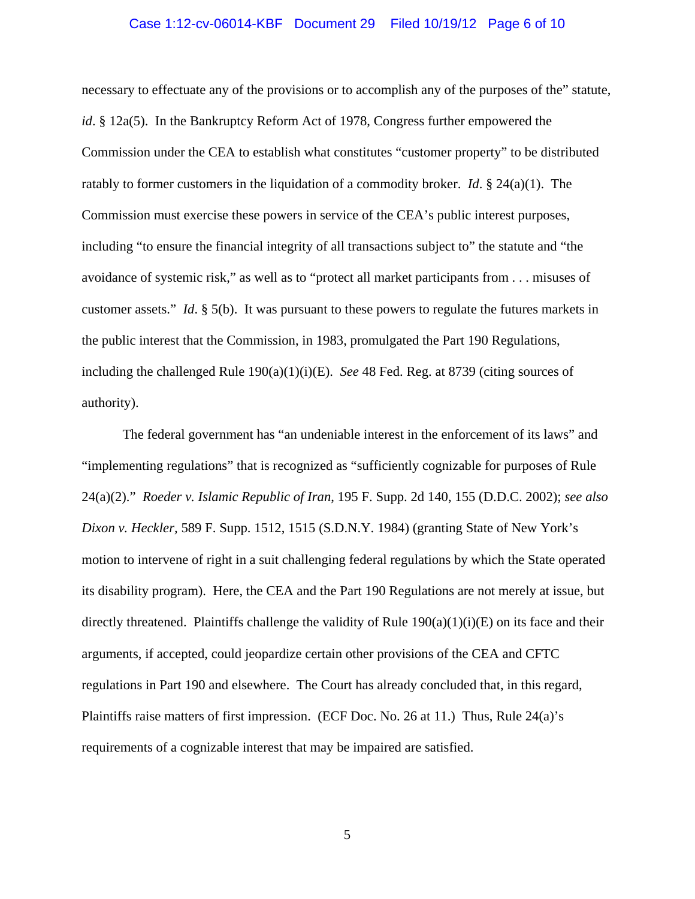necessary to effectuate any of the provisions or to accomplish any of the purposes of the" statute, *id*. § 12a(5). In the Bankruptcy Reform Act of 1978, Congress further empowered the Commission under the CEA to establish what constitutes "customer property" to be distributed ratably to former customers in the liquidation of a commodity broker. *Id*. § 24(a)(1). The Commission must exercise these powers in service of the CEA's public interest purposes, including "to ensure the financial integrity of all transactions subject to" the statute and "the avoidance of systemic risk," as well as to "protect all market participants from . . . misuses of customer assets." *Id*. § 5(b). It was pursuant to these powers to regulate the futures markets in the public interest that the Commission, in 1983, promulgated the Part 190 Regulations, including the challenged Rule 190(a)(1)(i)(E). *See* 48 Fed. Reg. at 8739 (citing sources of authority).

The federal government has "an undeniable interest in the enforcement of its laws" and "implementing regulations" that is recognized as "sufficiently cognizable for purposes of Rule 24(a)(2)." *Roeder v. Islamic Republic of Iran*, 195 F. Supp. 2d 140, 155 (D.D.C. 2002); *see also Dixon v. Heckler,* 589 F. Supp. 1512, 1515 (S.D.N.Y. 1984) (granting State of New York's motion to intervene of right in a suit challenging federal regulations by which the State operated its disability program). Here, the CEA and the Part 190 Regulations are not merely at issue, but directly threatened. Plaintiffs challenge the validity of Rule 190(a)(1)(i)(E) on its face and their arguments, if accepted, could jeopardize certain other provisions of the CEA and CFTC regulations in Part 190 and elsewhere. The Court has already concluded that, in this regard, Plaintiffs raise matters of first impression. (ECF Doc. No. 26 at 11.) Thus, Rule 24(a)'s requirements of a cognizable interest that may be impaired are satisfied.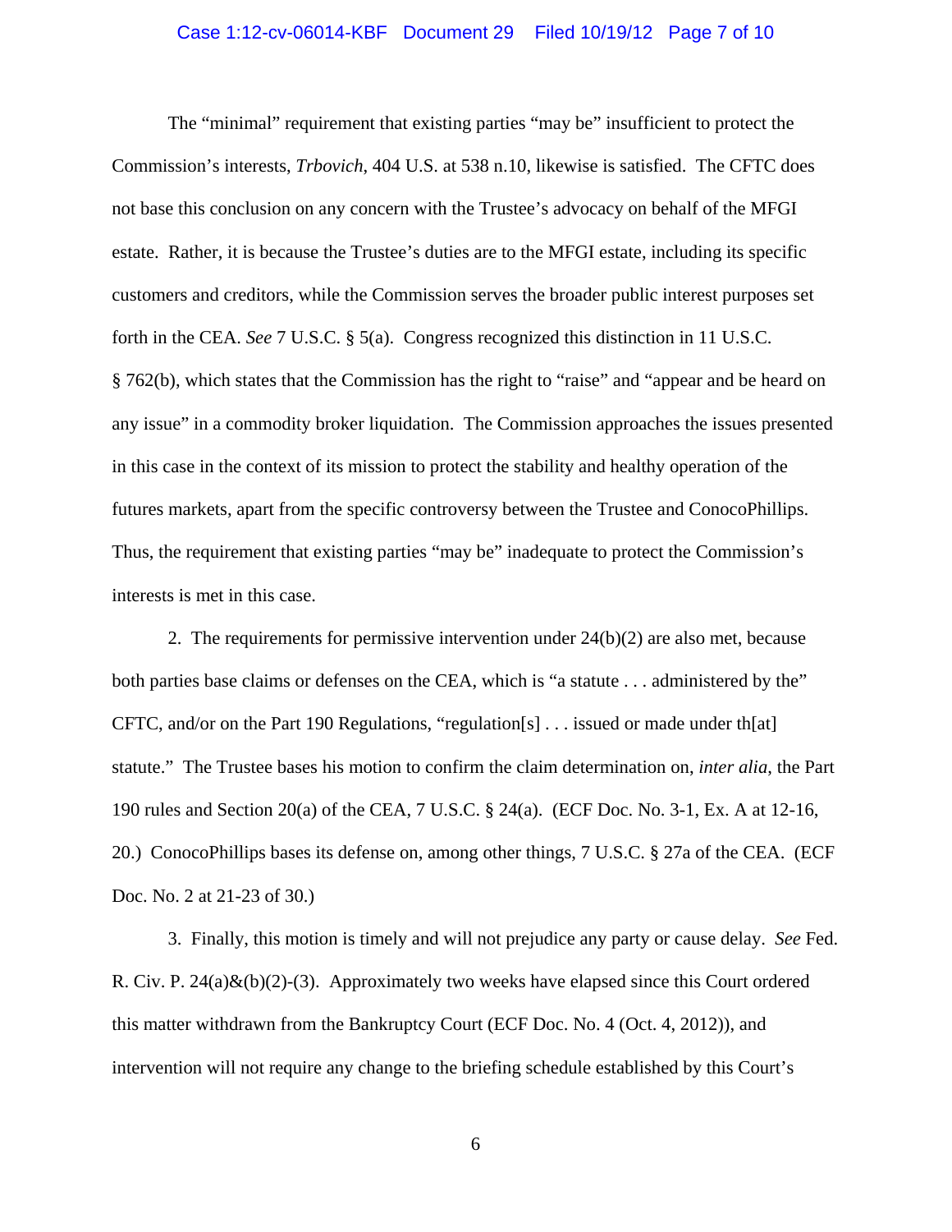The "minimal" requirement that existing parties "may be" insufficient to protect the Commission's interests, *Trbovich*, 404 U.S. at 538 n.10, likewise is satisfied. The CFTC does not base this conclusion on any concern with the Trustee's advocacy on behalf of the MFGI estate. Rather, it is because the Trustee's duties are to the MFGI estate, including its specific customers and creditors, while the Commission serves the broader public interest purposes set forth in the CEA. *See* 7 U.S.C. § 5(a). Congress recognized this distinction in 11 U.S.C. § 762(b), which states that the Commission has the right to "raise" and "appear and be heard on any issue" in a commodity broker liquidation. The Commission approaches the issues presented in this case in the context of its mission to protect the stability and healthy operation of the futures markets, apart from the specific controversy between the Trustee and ConocoPhillips. Thus, the requirement that existing parties "may be" inadequate to protect the Commission's interests is met in this case.

2. The requirements for permissive intervention under 24(b)(2) are also met, because both parties base claims or defenses on the CEA, which is "a statute . . . administered by the" CFTC, and/or on the Part 190 Regulations, "regulation[s] . . . issued or made under th[at] statute." The Trustee bases his motion to confirm the claim determination on, *inter alia*, the Part 190 rules and Section 20(a) of the CEA, 7 U.S.C. § 24(a). (ECF Doc. No. 3-1, Ex. A at 12-16, 20.) ConocoPhillips bases its defense on, among other things, 7 U.S.C. § 27a of the CEA. (ECF Doc. No. 2 at 21-23 of 30.)

3. Finally, this motion is timely and will not prejudice any party or cause delay. *See* Fed. R. Civ. P. 24(a)&(b)(2)-(3). Approximately two weeks have elapsed since this Court ordered this matter withdrawn from the Bankruptcy Court (ECF Doc. No. 4 (Oct. 4, 2012)), and intervention will not require any change to the briefing schedule established by this Court's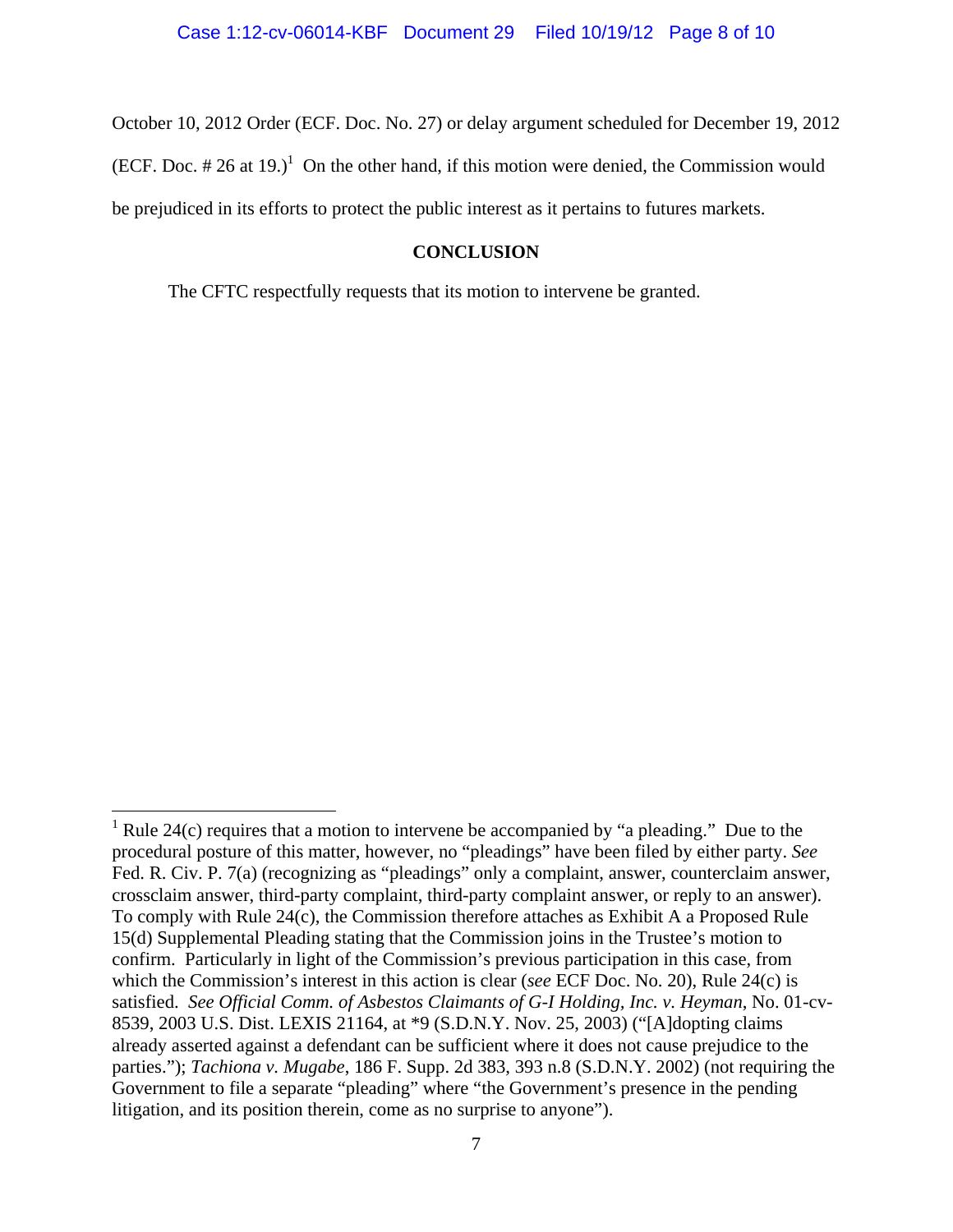October 10, 2012 Order (ECF. Doc. No. 27) or delay argument scheduled for December 19, 2012 (ECF. Doc. # 26 at 19.)[1] On the other hand, if this motion were denied, the Commission would be prejudiced in its efforts to protect the public interest as it pertains to futures markets.

## CONCLUSION

The CFTC respectfully requests that its motion to intervene be granted.

---

[1] Rule 24(c) requires that a motion to intervene be accompanied by "a pleading." Due to the procedural posture of this matter, however, no "pleadings" have been filed by either party. *See* Fed. R. Civ. P. 7(a) (recognizing as "pleadings" only a complaint, answer, counterclaim answer, crossclaim answer, third-party complaint, third-party complaint answer, or reply to an answer). To comply with Rule 24(c), the Commission therefore attaches as Exhibit A a Proposed Rule 15(d) Supplemental Pleading stating that the Commission joins in the Trustee's motion to confirm. Particularly in light of the Commission's previous participation in this case, from which the Commission's interest in this action is clear (*see* ECF Doc. No. 20), Rule 24(c) is satisfied. *See Official Comm. of Asbestos Claimants of G-I Holding, Inc. v. Heyman*, No. 01-cv-8539, 2003 U.S. Dist. LEXIS 21164, at *9 (S.D.N.Y. Nov. 25, 2003) ("[A]dopting claims already asserted against a defendant can be sufficient where it does not cause prejudice to the parties."); *Tachiona v. Mugabe*, 186 F. Supp. 2d 383, 393 n.8 (S.D.N.Y. 2002) (not requiring the Government to file a separate "pleading" where "the Government's presence in the pending litigation, and its position therein, come as no surprise to anyone").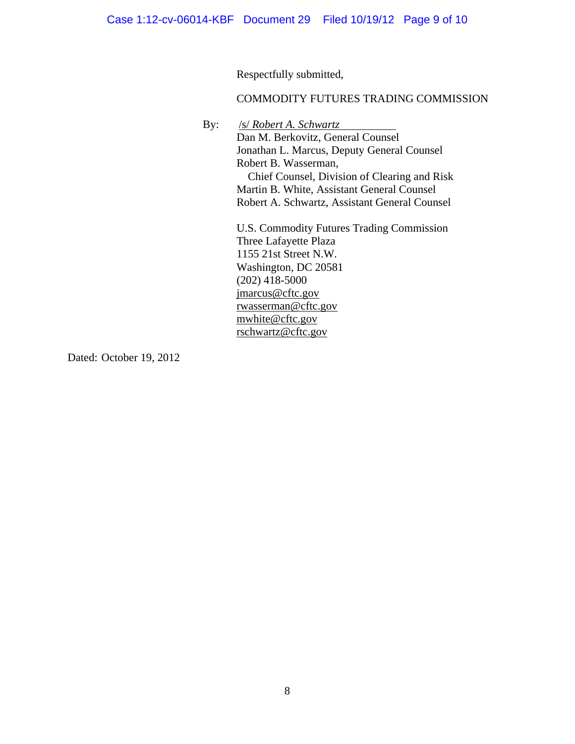Respectfully submitted,

COMMODITY FUTURES TRADING COMMISSION

By: /s/ *Robert A. Schwartz*
Dan M. Berkovitz, General Counsel
Jonathan L. Marcus, Deputy General Counsel
Robert B. Wasserman,
Chief Counsel, Division of Clearing and Risk
Martin B. White, Assistant General Counsel
Robert A. Schwartz, Assistant General Counsel

U.S. Commodity Futures Trading Commission
Three Lafayette Plaza
1155 21st Street N.W.
Washington, DC 20581
(202) 418-5000
jmarcus@cftc.gov
rwasserman@cftc.gov
mwhite@cftc.gov
rschwartz@cftc.gov

Dated: October 19, 2012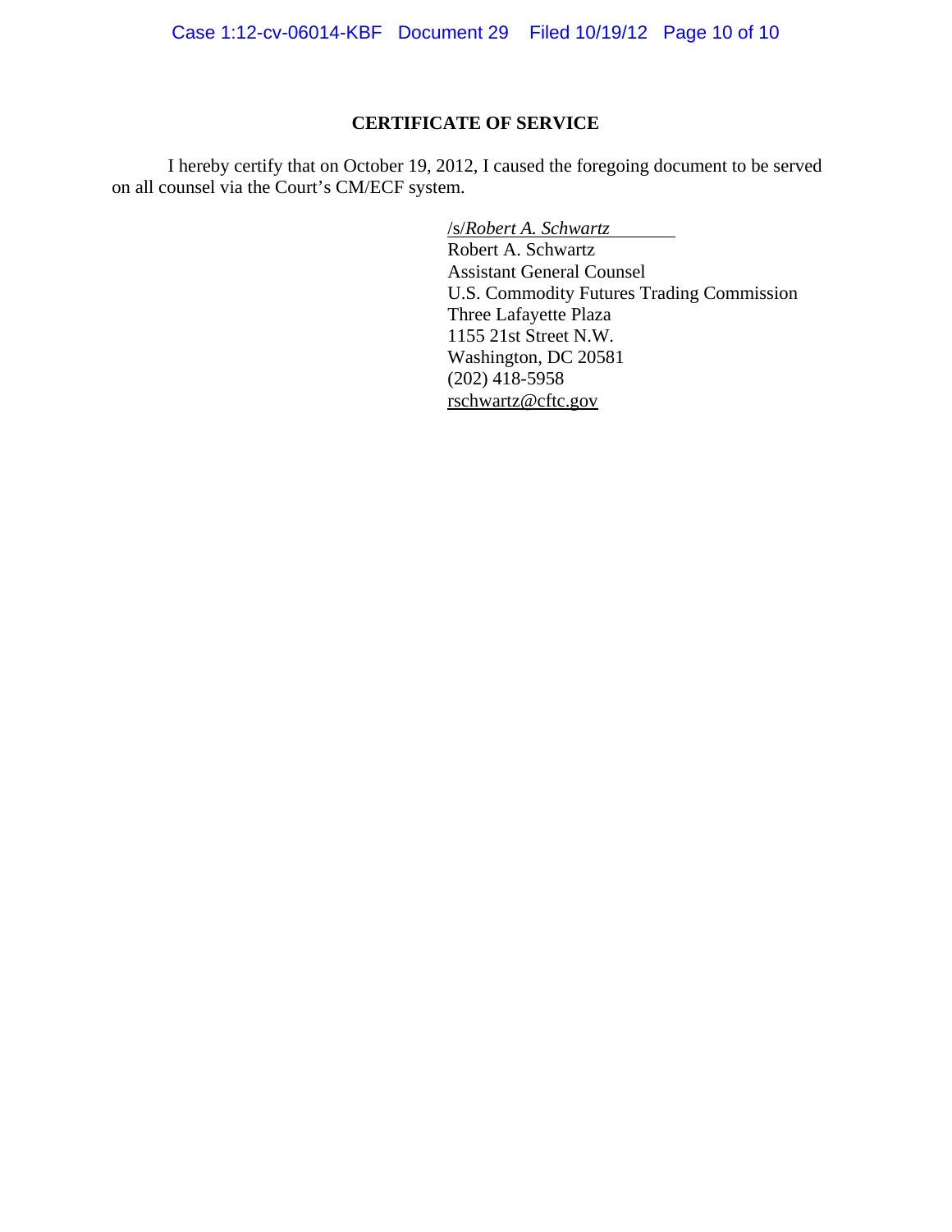## CERTIFICATE OF SERVICE

I hereby certify that on October 19, 2012, I caused the foregoing document to be served on all counsel via the Court's CM/ECF system.

/s/*Robert A. Schwartz*
Robert A. Schwartz
Assistant General Counsel
U.S. Commodity Futures Trading Commission
Three Lafayette Plaza
1155 21st Street N.W.
Washington, DC 20581
(202) 418-5958
rschwartz@cftc.gov